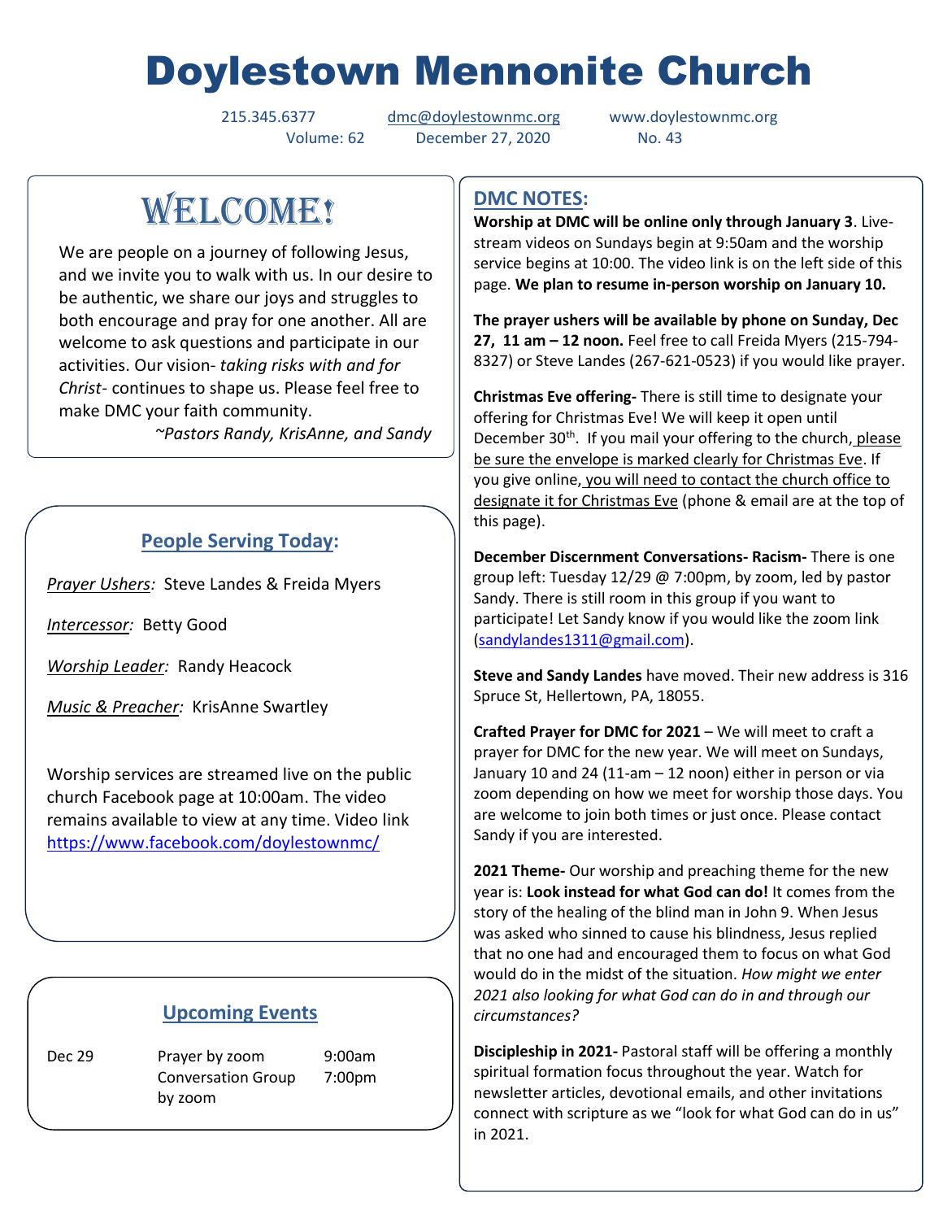# Doylestown Mennonite Church

215.345.6377 dmc@doylestownmc.org www.doylestownmc.org
Volume: 62 December 27, 2020 No. 43

## WELCOME!

We are people on a journey of following Jesus, and we invite you to walk with us. In our desire to be authentic, we share our joys and struggles to both encourage and pray for one another. All are welcome to ask questions and participate in our activities. Our vision- *taking risks with and for Christ*- continues to shape us. Please feel free to make DMC your faith community.

*~Pastors Randy, KrisAnne, and Sandy*

## People Serving Today:

*Prayer Ushers:* Steve Landes & Freida Myers

*Intercessor:* Betty Good

*Worship Leader:* Randy Heacock

*Music & Preacher:* KrisAnne Swartley

Worship services are streamed live on the public church Facebook page at 10:00am. The video remains available to view at any time. Video link https://www.facebook.com/doylestownmc/

## Upcoming Events

| | | |
|---|---|---|
| Dec 29 | Prayer by zoom | 9:00am |
| | Conversation Group by zoom | 7:00pm |

## DMC NOTES:

**Worship at DMC will be online only through January 3**. Live-stream videos on Sundays begin at 9:50am and the worship service begins at 10:00. The video link is on the left side of this page. **We plan to resume in-person worship on January 10.**

**The prayer ushers will be available by phone on Sunday, Dec 27, 11 am – 12 noon.** Feel free to call Freida Myers (215-794-8327) or Steve Landes (267-621-0523) if you would like prayer.

**Christmas Eve offering-** There is still time to designate your offering for Christmas Eve! We will keep it open until December 30th. If you mail your offering to the church, please be sure the envelope is marked clearly for Christmas Eve. If you give online, you will need to contact the church office to designate it for Christmas Eve (phone & email are at the top of this page).

**December Discernment Conversations- Racism-** There is one group left: Tuesday 12/29 @ 7:00pm, by zoom, led by pastor Sandy. There is still room in this group if you want to participate! Let Sandy know if you would like the zoom link (sandylandes1311@gmail.com).

**Steve and Sandy Landes** have moved. Their new address is 316 Spruce St, Hellertown, PA, 18055.

**Crafted Prayer for DMC for 2021** – We will meet to craft a prayer for DMC for the new year. We will meet on Sundays, January 10 and 24 (11-am – 12 noon) either in person or via zoom depending on how we meet for worship those days. You are welcome to join both times or just once. Please contact Sandy if you are interested.

**2021 Theme-** Our worship and preaching theme for the new year is: **Look instead for what God can do!** It comes from the story of the healing of the blind man in John 9. When Jesus was asked who sinned to cause his blindness, Jesus replied that no one had and encouraged them to focus on what God would do in the midst of the situation. *How might we enter 2021 also looking for what God can do in and through our circumstances?*

**Discipleship in 2021-** Pastoral staff will be offering a monthly spiritual formation focus throughout the year. Watch for newsletter articles, devotional emails, and other invitations connect with scripture as we "look for what God can do in us" in 2021.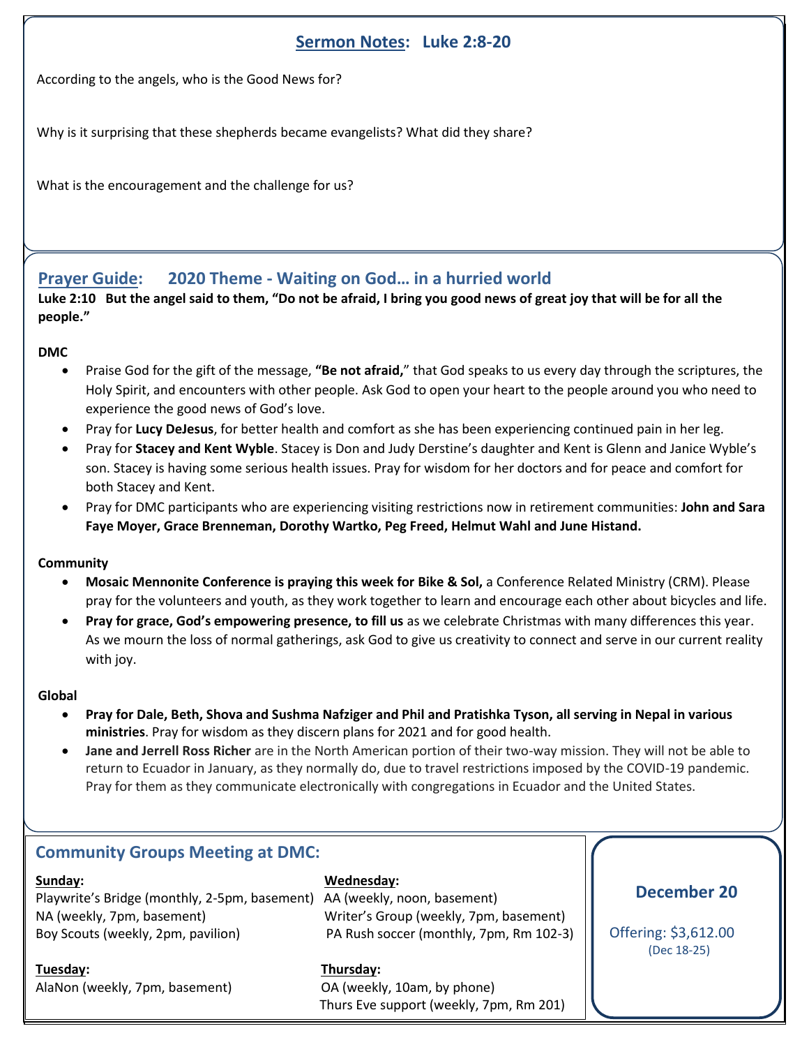## Sermon Notes: Luke 2:8-20

According to the angels, who is the Good News for?

Why is it surprising that these shepherds became evangelists? What did they share?

What is the encouragement and the challenge for us?

## Prayer Guide: 2020 Theme - Waiting on God… in a hurried world

**Luke 2:10 But the angel said to them, “Do not be afraid, I bring you good news of great joy that will be for all the people.”**

**DMC**

- Praise God for the gift of the message, **“Be not afraid,”** that God speaks to us every day through the scriptures, the Holy Spirit, and encounters with other people. Ask God to open your heart to the people around you who need to experience the good news of God’s love.
- Pray for **Lucy DeJesus**, for better health and comfort as she has been experiencing continued pain in her leg.
- Pray for **Stacey and Kent Wyble**. Stacey is Don and Judy Derstine’s daughter and Kent is Glenn and Janice Wyble’s son. Stacey is having some serious health issues. Pray for wisdom for her doctors and for peace and comfort for both Stacey and Kent.
- Pray for DMC participants who are experiencing visiting restrictions now in retirement communities: **John and Sara Faye Moyer, Grace Brenneman, Dorothy Wartko, Peg Freed, Helmut Wahl and June Histand.**

**Community**

- **Mosaic Mennonite Conference is praying this week for Bike & Sol,** a Conference Related Ministry (CRM). Please pray for the volunteers and youth, as they work together to learn and encourage each other about bicycles and life.
- **Pray for grace, God’s empowering presence, to fill us** as we celebrate Christmas with many differences this year. As we mourn the loss of normal gatherings, ask God to give us creativity to connect and serve in our current reality with joy.

**Global**

- **Pray for Dale, Beth, Shova and Sushma Nafziger and Phil and Pratishka Tyson, all serving in Nepal in various ministries**. Pray for wisdom as they discern plans for 2021 and for good health.
- **Jane and Jerrell Ross Richer** are in the North American portion of their two-way mission. They will not be able to return to Ecuador in January, as they normally do, due to travel restrictions imposed by the COVID-19 pandemic. Pray for them as they communicate electronically with congregations in Ecuador and the United States.

## Community Groups Meeting at DMC:

**Sunday:**
Playwrite’s Bridge (monthly, 2-5pm, basement)
NA (weekly, 7pm, basement)
Boy Scouts (weekly, 2pm, pavilion)

**Tuesday:**
AlaNon (weekly, 7pm, basement)

**Wednesday:**
AA (weekly, noon, basement)
Writer’s Group (weekly, 7pm, basement)
PA Rush soccer (monthly, 7pm, Rm 102-3)

**Thursday:**
OA (weekly, 10am, by phone)
Thurs Eve support (weekly, 7pm, Rm 201)

## December 20

Offering: $3,612.00
(Dec 18-25)